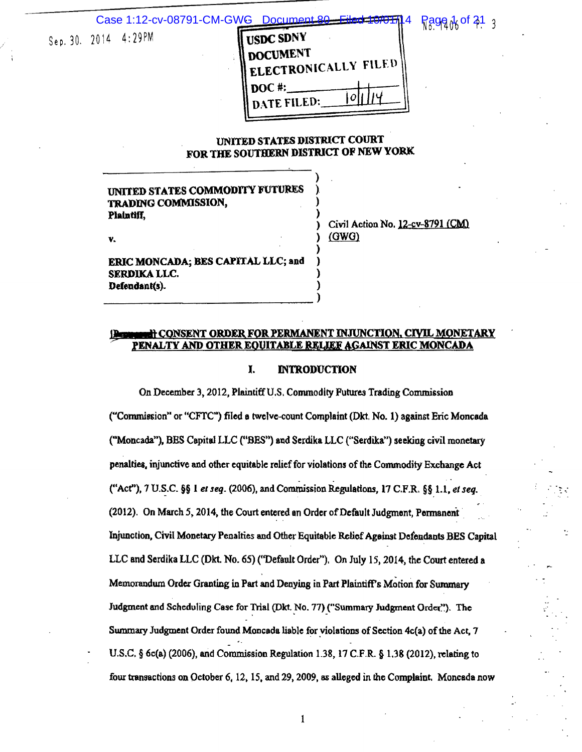Sep. 30. 2014 4:29PM

USDC SDNY
DOCUMENT
ELECTRONICALLY FILED
DOC #:
DATE FILED: 10/1/14

UNITED STATES DISTRICT COURT
FOR THE SOUTHERN DISTRICT OF NEW YORK

| | |
|---|---|
| UNITED STATES COMMODITY FUTURES TRADING COMMISSION, Plaintiff, | |
| v. | Civil Action No. 12-cv-8791 (CM) (GWG) |
| ERIC MONCADA; BES CAPITAL LLC; and SERDIKA LLC. Defendant(s). | |

## ~~[Proposed]~~ CONSENT ORDER FOR PERMANENT INJUNCTION, CIVIL MONETARY PENALTY AND OTHER EQUITABLE RELIEF AGAINST ERIC MONCADA

### I. INTRODUCTION

On December 3, 2012, Plaintiff U.S. Commodity Futures Trading Commission ("Commission" or "CFTC") filed a twelve-count Complaint (Dkt. No. 1) against Eric Moncada ("Moncada"), BES Capital LLC ("BES") and Serdika LLC ("Serdika") seeking civil monetary penalties, injunctive and other equitable relief for violations of the Commodity Exchange Act ("Act"), 7 U.S.C. §§ 1 *et seq*. (2006), and Commission Regulations, 17 C.F.R. §§ 1.1, *et seq*. (2012). On March 5, 2014, the Court entered an Order of Default Judgment, Permanent Injunction, Civil Monetary Penalties and Other Equitable Relief Against Defendants BES Capital LLC and Serdika LLC (Dkt. No. 65) ("Default Order"). On July 15, 2014, the Court entered a Memorandum Order Granting in Part and Denying in Part Plaintiff's Motion for Summary Judgment and Scheduling Case for Trial (Dkt. No. 77) ("Summary Judgment Order"). The Summary Judgment Order found Moncada liable for violations of Section 4c(a) of the Act, 7 U.S.C. § 6c(a) (2006), and Commission Regulation 1.38, 17 C.F.R. § 1.38 (2012), relating to four transactions on October 6, 12, 15, and 29, 2009, as alleged in the Complaint. Moncada now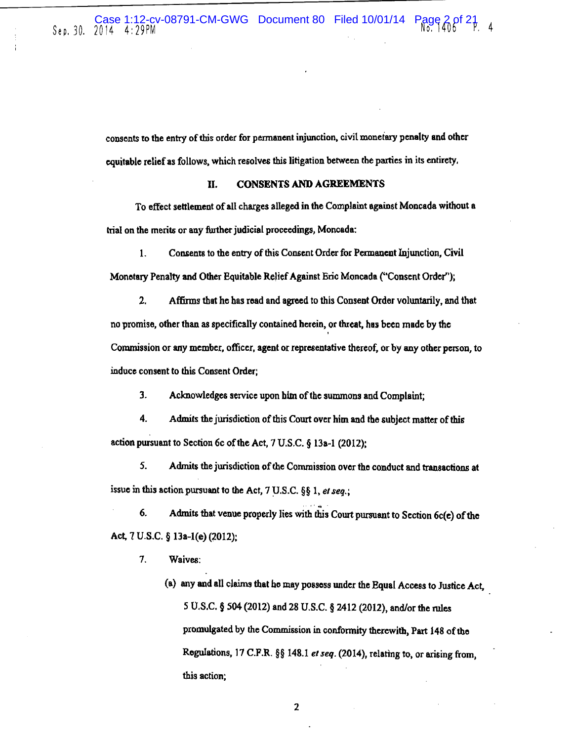consents to the entry of this order for permanent injunction, civil monetary penalty and other equitable relief as follows, which resolves this litigation between the parties in its entirety.

## II. CONSENTS AND AGREEMENTS

To effect settlement of all charges alleged in the Complaint against Moncada without a trial on the merits or any further judicial proceedings, Moncada:

1. Consents to the entry of this Consent Order for Permanent Injunction, Civil Monetary Penalty and Other Equitable Relief Against Eric Moncada ("Consent Order");

2. Affirms that he has read and agreed to this Consent Order voluntarily, and that no promise, other than as specifically contained herein, or threat, has been made by the Commission or any member, officer, agent or representative thereof, or by any other person, to induce consent to this Consent Order;

3. Acknowledges service upon him of the summons and Complaint;

4. Admits the jurisdiction of this Court over him and the subject matter of this action pursuant to Section 6c of the Act, 7 U.S.C. § 13a-1 (2012);

5. Admits the jurisdiction of the Commission over the conduct and transactions at issue in this action pursuant to the Act, 7 U.S.C. §§ 1, *et seq.*;

6. Admits that venue properly lies with this Court pursuant to Section 6c(e) of the Act, 7 U.S.C. § 13a-1(e) (2012);

7. Waives:

   (a) any and all claims that he may possess under the Equal Access to Justice Act, 5 U.S.C. § 504 (2012) and 28 U.S.C. § 2412 (2012), and/or the rules promulgated by the Commission in conformity therewith, Part 148 of the Regulations, 17 C.F.R. §§ 148.1 *et seq.* (2014), relating to, or arising from, this action;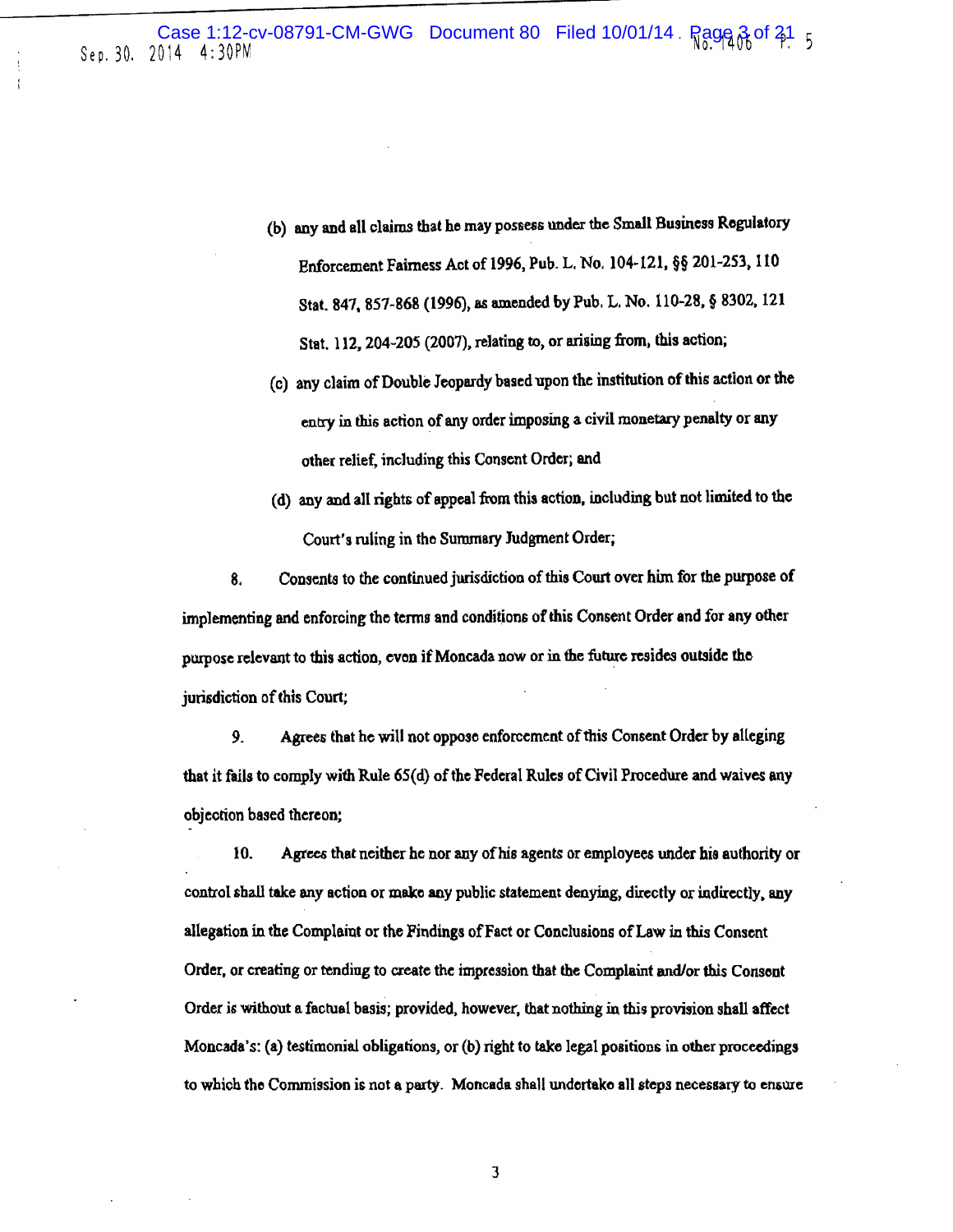(b) any and all claims that he may possess under the Small Business Regulatory Enforcement Fairness Act of 1996, Pub. L. No. 104-121, §§ 201-253, 110 Stat. 847, 857-868 (1996), as amended by Pub. L. No. 110-28, § 8302, 121 Stat. 112, 204-205 (2007), relating to, or arising from, this action;

(c) any claim of Double Jeopardy based upon the institution of this action or the entry in this action of any order imposing a civil monetary penalty or any other relief, including this Consent Order; and

(d) any and all rights of appeal from this action, including but not limited to the Court's ruling in the Summary Judgment Order;

8. Consents to the continued jurisdiction of this Court over him for the purpose of implementing and enforcing the terms and conditions of this Consent Order and for any other purpose relevant to this action, even if Moncada now or in the future resides outside the jurisdiction of this Court;

9. Agrees that he will not oppose enforcement of this Consent Order by alleging that it fails to comply with Rule 65(d) of the Federal Rules of Civil Procedure and waives any objection based thereon;

10. Agrees that neither he nor any of his agents or employees under his authority or control shall take any action or make any public statement denying, directly or indirectly, any allegation in the Complaint or the Findings of Fact or Conclusions of Law in this Consent Order, or creating or tending to create the impression that the Complaint and/or this Consent Order is without a factual basis; provided, however, that nothing in this provision shall affect Moncada's: (a) testimonial obligations, or (b) right to take legal positions in other proceedings to which the Commission is not a party. Moncada shall undertake all steps necessary to ensure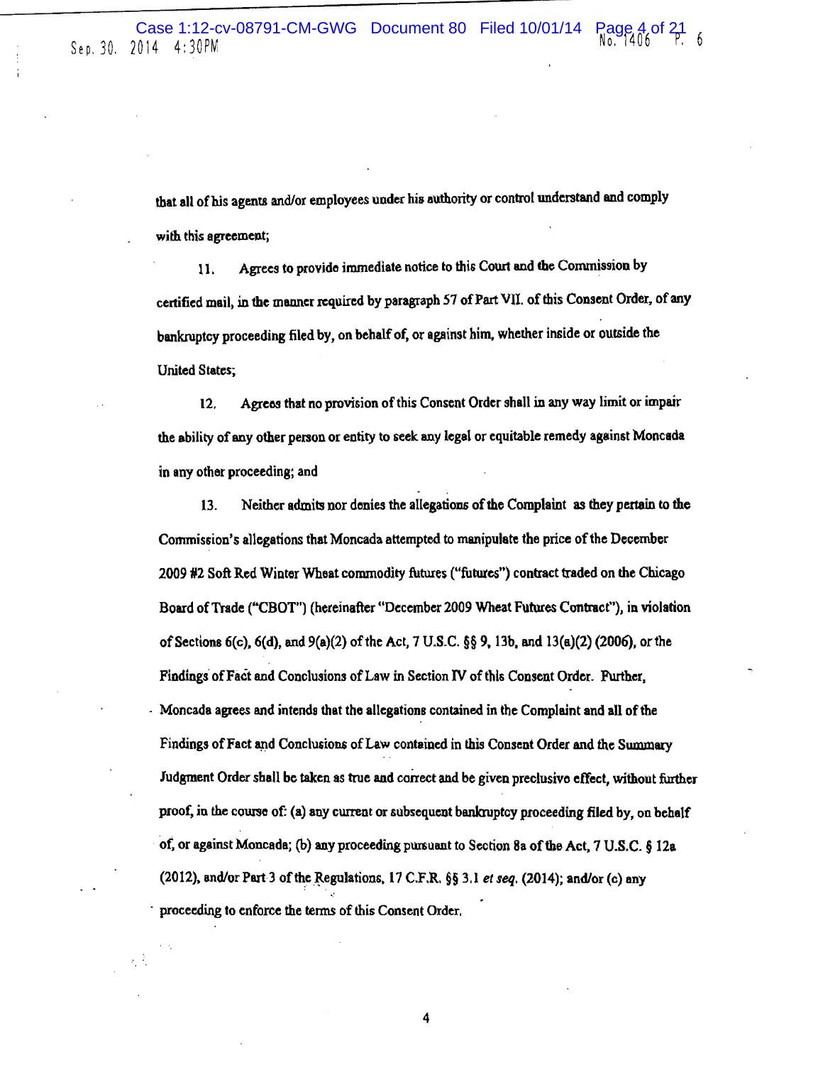that all of his agents and/or employees under his authority or control understand and comply with this agreement;

11. Agrees to provide immediate notice to this Court and the Commission by certified mail, in the manner required by paragraph 57 of Part VII. of this Consent Order, of any bankruptcy proceeding filed by, on behalf of, or against him, whether inside or outside the United States;

12. Agrees that no provision of this Consent Order shall in any way limit or impair the ability of any other person or entity to seek any legal or equitable remedy against Moncada in any other proceeding; and

13. Neither admits nor denies the allegations of the Complaint as they pertain to the Commission's allegations that Moncada attempted to manipulate the price of the December 2009 #2 Soft Red Winter Wheat commodity futures ("futures") contract traded on the Chicago Board of Trade ("CBOT") (hereinafter "December 2009 Wheat Futures Contract"), in violation of Sections 6(c), 6(d), and 9(a)(2) of the Act, 7 U.S.C. §§ 9, 13b, and 13(a)(2) (2006), or the Findings of Fact and Conclusions of Law in Section IV of this Consent Order. Further, Moncada agrees and intends that the allegations contained in the Complaint and all of the Findings of Fact and Conclusions of Law contained in this Consent Order and the Summary Judgment Order shall be taken as true and correct and be given preclusive effect, without further proof, in the course of: (a) any current or subsequent bankruptcy proceeding filed by, on behalf of, or against Moncada; (b) any proceeding pursuant to Section 8a of the Act, 7 U.S.C. § 12a (2012), and/or Part 3 of the Regulations, 17 C.F.R. §§ 3.1 *et seq.* (2014); and/or (c) any proceeding to enforce the terms of this Consent Order.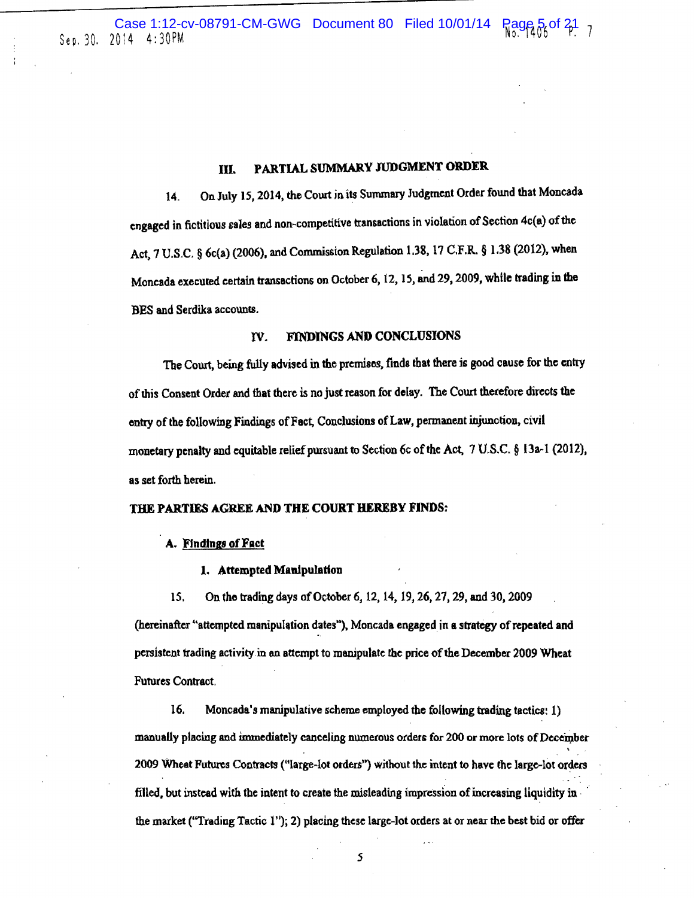## III. PARTIAL SUMMARY JUDGMENT ORDER

14. On July 15, 2014, the Court in its Summary Judgment Order found that Moncada engaged in fictitious sales and non-competitive transactions in violation of Section 4c(a) of the Act, 7 U.S.C. § 6c(a) (2006), and Commission Regulation 1.38, 17 C.F.R. § 1.38 (2012), when Moncada executed certain transactions on October 6, 12, 15, and 29, 2009, while trading in the BES and Serdika accounts.

## IV. FINDINGS AND CONCLUSIONS

The Court, being fully advised in the premises, finds that there is good cause for the entry of this Consent Order and that there is no just reason for delay. The Court therefore directs the entry of the following Findings of Fact, Conclusions of Law, permanent injunction, civil monetary penalty and equitable relief pursuant to Section 6c of the Act, 7 U.S.C. § 13a-1 (2012), as set forth herein.

**THE PARTIES AGREE AND THE COURT HEREBY FINDS:**

### A. Findings of Fact

#### 1. Attempted Manipulation

15. On the trading days of October 6, 12, 14, 19, 26, 27, 29, and 30, 2009 (hereinafter "attempted manipulation dates"), Moncada engaged in a strategy of repeated and persistent trading activity in an attempt to manipulate the price of the December 2009 Wheat Futures Contract.

16. Moncada's manipulative scheme employed the following trading tactics: 1) manually placing and immediately canceling numerous orders for 200 or more lots of December 2009 Wheat Futures Contracts ("large-lot orders") without the intent to have the large-lot orders filled, but instead with the intent to create the misleading impression of increasing liquidity in the market ("Trading Tactic 1"); 2) placing these large-lot orders at or near the best bid or offer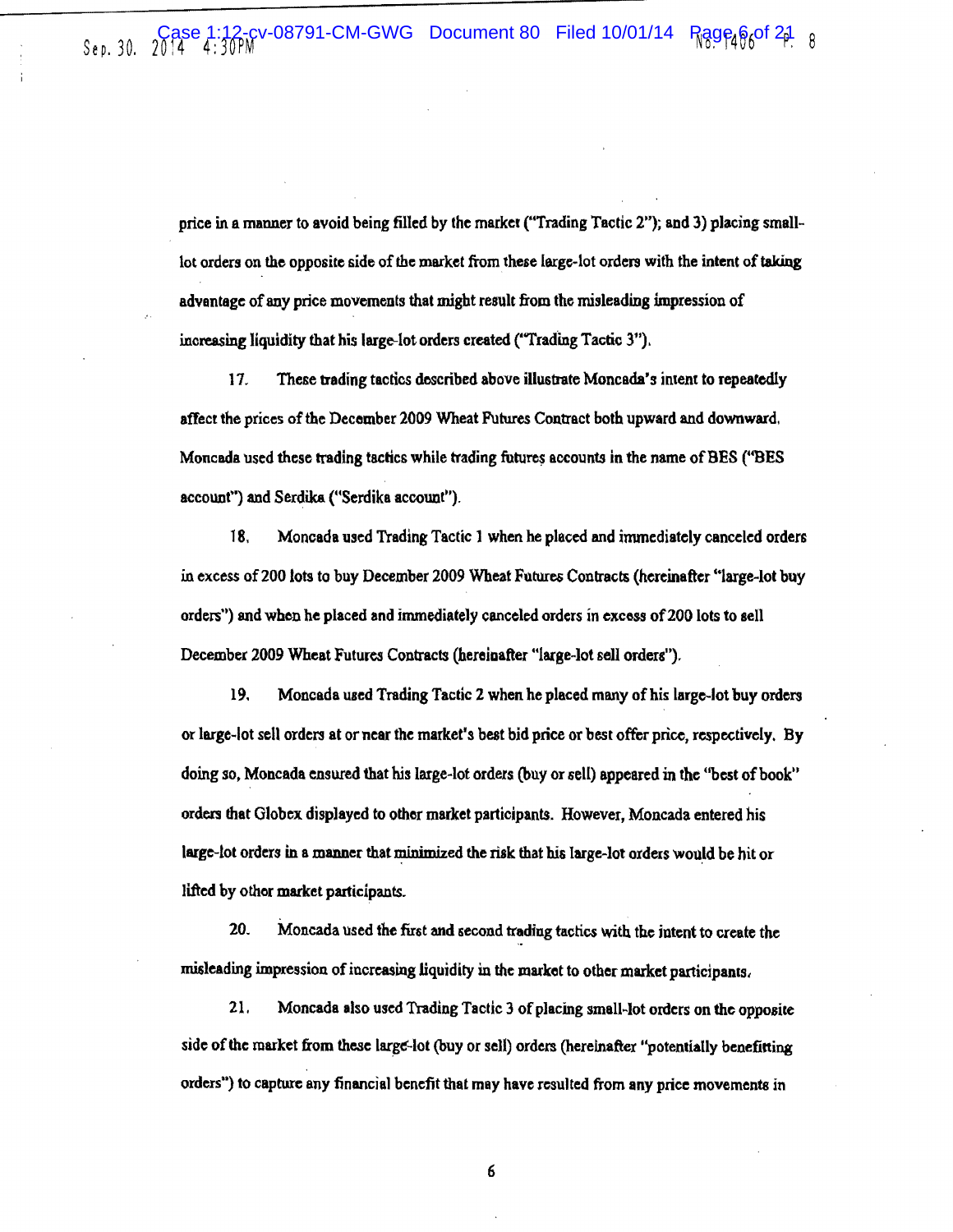price in a manner to avoid being filled by the market ("Trading Tactic 2"); and 3) placing small-lot orders on the opposite side of the market from these large-lot orders with the intent of taking advantage of any price movements that might result from the misleading impression of increasing liquidity that his large-lot orders created ("Trading Tactic 3").

17. These trading tactics described above illustrate Moncada's intent to repeatedly affect the prices of the December 2009 Wheat Futures Contract both upward and downward. Moncada used these trading tactics while trading futures accounts in the name of BES ("BES account") and Serdika ("Serdika account").

18. Moncada used Trading Tactic 1 when he placed and immediately canceled orders in excess of 200 lots to buy December 2009 Wheat Futures Contracts (hereinafter "large-lot buy orders") and when he placed and immediately canceled orders in excess of 200 lots to sell December 2009 Wheat Futures Contracts (hereinafter "large-lot sell orders").

19. Moncada used Trading Tactic 2 when he placed many of his large-lot buy orders or large-lot sell orders at or near the market's best bid price or best offer price, respectively. By doing so, Moncada ensured that his large-lot orders (buy or sell) appeared in the "best of book" orders that Globex displayed to other market participants. However, Moncada entered his large-lot orders in a manner that minimized the risk that his large-lot orders would be hit or lifted by other market participants.

20. Moncada used the first and second trading tactics with the intent to create the misleading impression of increasing liquidity in the market to other market participants.

21. Moncada also used Trading Tactic 3 of placing small-lot orders on the opposite side of the market from these large-lot (buy or sell) orders (hereinafter "potentially benefitting orders") to capture any financial benefit that may have resulted from any price movements in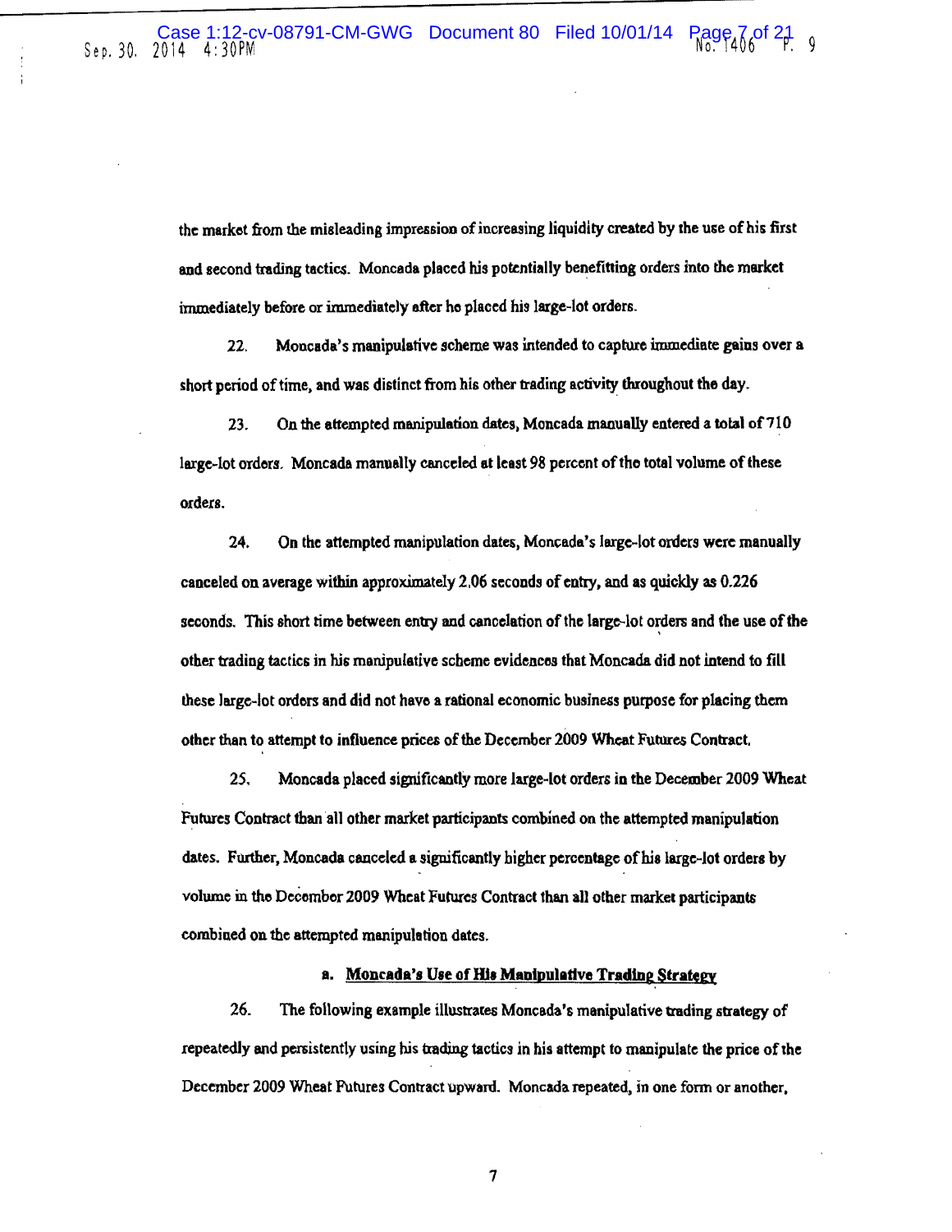the market from the misleading impression of increasing liquidity created by the use of his first and second trading tactics. Moncada placed his potentially benefitting orders into the market immediately before or immediately after he placed his large-lot orders.

22. Moncada's manipulative scheme was intended to capture immediate gains over a short period of time, and was distinct from his other trading activity throughout the day.

23. On the attempted manipulation dates, Moncada manually entered a total of 710 large-lot orders. Moncada manually canceled at least 98 percent of the total volume of these orders.

24. On the attempted manipulation dates, Moncada's large-lot orders were manually canceled on average within approximately 2.06 seconds of entry, and as quickly as 0.226 seconds. This short time between entry and cancelation of the large-lot orders and the use of the other trading tactics in his manipulative scheme evidences that Moncada did not intend to fill these large-lot orders and did not have a rational economic business purpose for placing them other than to attempt to influence prices of the December 2009 Wheat Futures Contract.

25. Moncada placed significantly more large-lot orders in the December 2009 Wheat Futures Contract than all other market participants combined on the attempted manipulation dates. Further, Moncada canceled a significantly higher percentage of his large-lot orders by volume in the December 2009 Wheat Futures Contract than all other market participants combined on the attempted manipulation dates.

### a. Moncada's Use of His Manipulative Trading Strategy

26. The following example illustrates Moncada's manipulative trading strategy of repeatedly and persistently using his trading tactics in his attempt to manipulate the price of the December 2009 Wheat Futures Contract upward. Moncada repeated, in one form or another,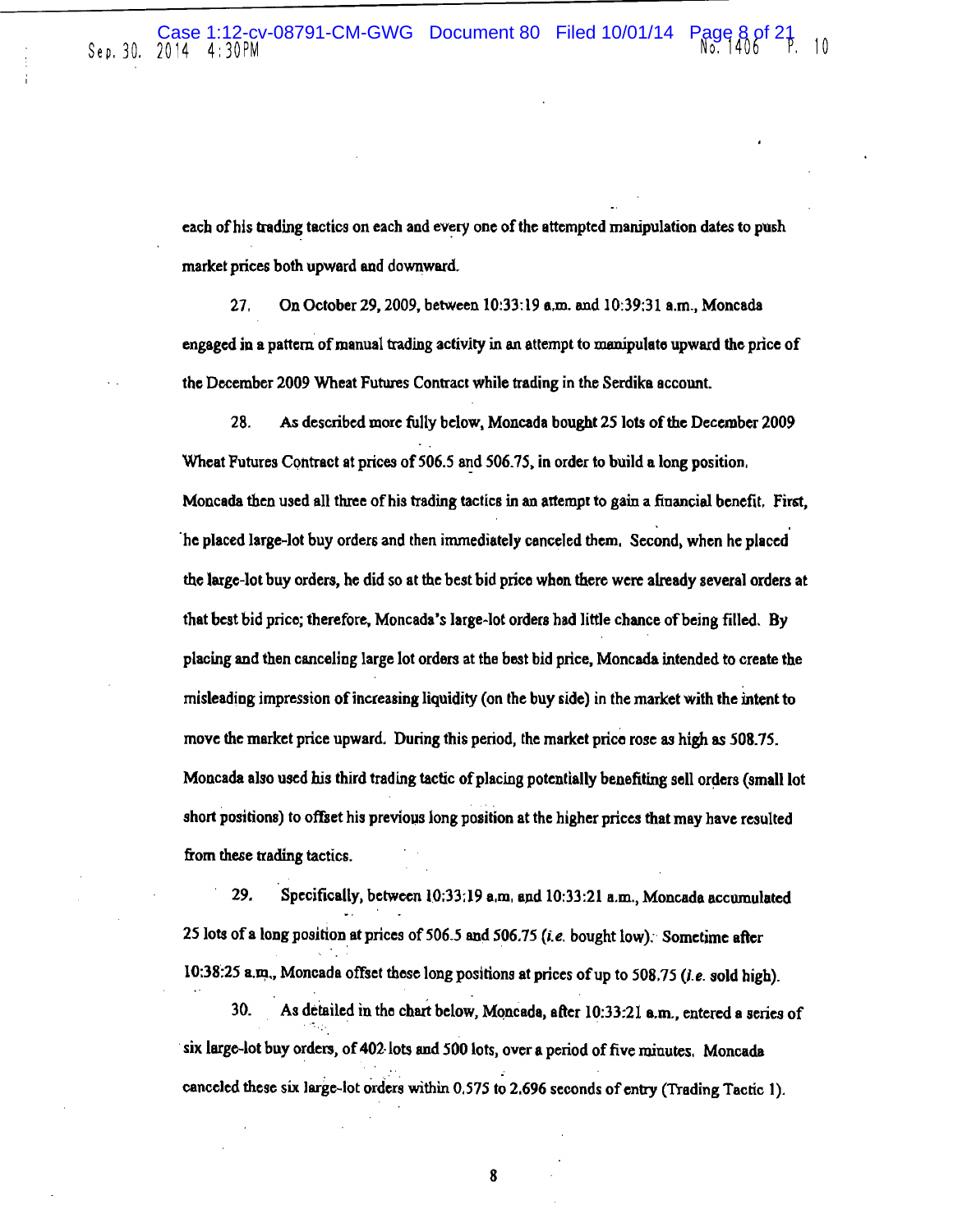each of his trading tactics on each and every one of the attempted manipulation dates to push market prices both upward and downward.

27. On October 29, 2009, between 10:33:19 a.m. and 10:39:31 a.m., Moncada engaged in a pattern of manual trading activity in an attempt to manipulate upward the price of the December 2009 Wheat Futures Contract while trading in the Serdika account.

28. As described more fully below, Moncada bought 25 lots of the December 2009 Wheat Futures Contract at prices of 506.5 and 506.75, in order to build a long position. Moncada then used all three of his trading tactics in an attempt to gain a financial benefit. First, he placed large-lot buy orders and then immediately canceled them. Second, when he placed the large-lot buy orders, he did so at the best bid price when there were already several orders at that best bid price; therefore, Moncada's large-lot orders had little chance of being filled. By placing and then canceling large lot orders at the best bid price, Moncada intended to create the misleading impression of increasing liquidity (on the buy side) in the market with the intent to move the market price upward. During this period, the market price rose as high as 508.75. Moncada also used his third trading tactic of placing potentially benefiting sell orders (small lot short positions) to offset his previous long position at the higher prices that may have resulted from these trading tactics.

29. Specifically, between 10:33:19 a.m. and 10:33:21 a.m., Moncada accumulated 25 lots of a long position at prices of 506.5 and 506.75 (*i.e.* bought low). Sometime after 10:38:25 a.m., Moncada offset these long positions at prices of up to 508.75 (*i.e.* sold high).

30. As detailed in the chart below, Moncada, after 10:33:21 a.m., entered a series of six large-lot buy orders, of 402 lots and 500 lots, over a period of five minutes. Moncada canceled these six large-lot orders within 0.575 to 2.696 seconds of entry (Trading Tactic 1).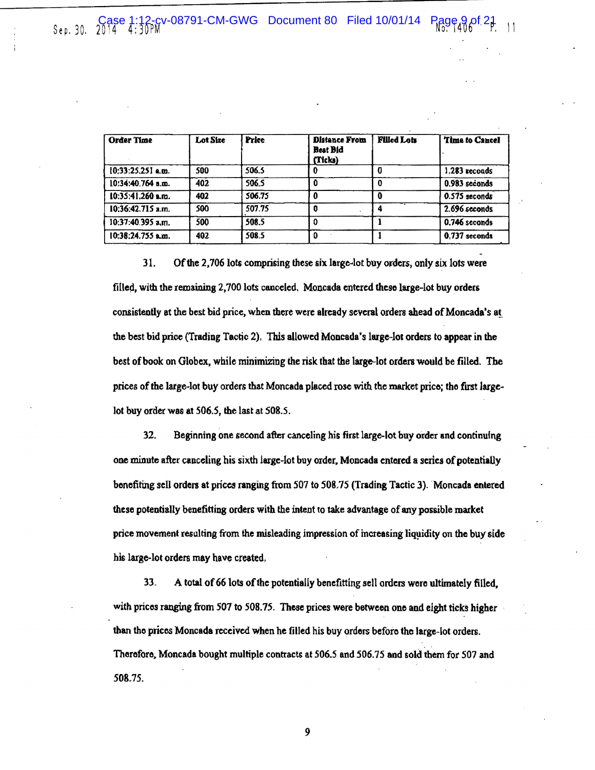| Order Time | Lot Size | Price | Distance From Best Bid (Ticks) | Filled Lots | Time to Cancel |
|---|---|---|---|---|---|
| 10:33:25.251 a.m. | 500 | 506.5 | 0 | 0 | 1.283 seconds |
| 10:34:40.764 a.m. | 402 | 506.5 | 0 | 0 | 0.983 seconds |
| 10:35:41.260 a.m. | 402 | 506.75 | 0 | 0 | 0.575 seconds |
| 10:36:42.715 a.m. | 500 | 507.75 | 0 | 4 | 2.696 seconds |
| 10:37:40.395 a.m. | 500 | 508.5 | 0 | 1 | 0.746 seconds |
| 10:38:24.755 a.m. | 402 | 508.5 | 0 | 1 | 0.737 seconds |

31. Of the 2,706 lots comprising these six large-lot buy orders, only six lots were filled, with the remaining 2,700 lots canceled. Moncada entered these large-lot buy orders consistently at the best bid price, when there were already several orders ahead of Moncada's at the best bid price (Trading Tactic 2). This allowed Moncada's large-lot orders to appear in the best of book on Globex, while minimizing the risk that the large-lot orders would be filled. The prices of the large-lot buy orders that Moncada placed rose with the market price; the first large-lot buy order was at 506.5, the last at 508.5.

32. Beginning one second after canceling his first large-lot buy order and continuing one minute after canceling his sixth large-lot buy order, Moncada entered a series of potentially benefiting sell orders at prices ranging from 507 to 508.75 (Trading Tactic 3). Moncada entered these potentially benefitting orders with the intent to take advantage of any possible market price movement resulting from the misleading impression of increasing liquidity on the buy side his large-lot orders may have created.

33. A total of 66 lots of the potentially benefitting sell orders were ultimately filled, with prices ranging from 507 to 508.75. These prices were between one and eight ticks higher than the prices Moncada received when he filled his buy orders before the large-lot orders. Therefore, Moncada bought multiple contracts at 506.5 and 506.75 and sold them for 507 and 508.75.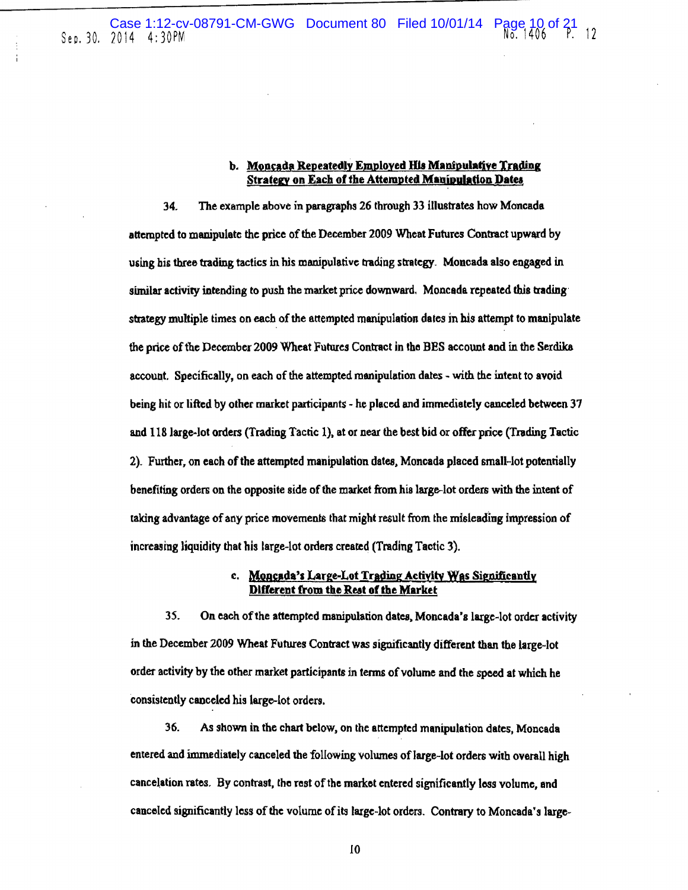### b. Moncada Repeatedly Employed His Manipulative Trading Strategy on Each of the Attempted Manipulation Dates

34. The example above in paragraphs 26 through 33 illustrates how Moncada attempted to manipulate the price of the December 2009 Wheat Futures Contract upward by using his three trading tactics in his manipulative trading strategy. Moncada also engaged in similar activity intending to push the market price downward. Moncada repeated this trading strategy multiple times on each of the attempted manipulation dates in his attempt to manipulate the price of the December 2009 Wheat Futures Contract in the BES account and in the Serdika account. Specifically, on each of the attempted manipulation dates - with the intent to avoid being hit or lifted by other market participants - he placed and immediately canceled between 37 and 118 large-lot orders (Trading Tactic 1), at or near the best bid or offer price (Trading Tactic 2). Further, on each of the attempted manipulation dates, Moncada placed small-lot potentially benefiting orders on the opposite side of the market from his large-lot orders with the intent of taking advantage of any price movements that might result from the misleading impression of increasing liquidity that his large-lot orders created (Trading Tactic 3).

### c. Moncada's Large-Lot Trading Activity Was Significantly Different from the Rest of the Market

35. On each of the attempted manipulation dates, Moncada's large-lot order activity in the December 2009 Wheat Futures Contract was significantly different than the large-lot order activity by the other market participants in terms of volume and the speed at which he consistently canceled his large-lot orders.

36. As shown in the chart below, on the attempted manipulation dates, Moncada entered and immediately canceled the following volumes of large-lot orders with overall high cancelation rates. By contrast, the rest of the market entered significantly less volume, and canceled significantly less of the volume of its large-lot orders. Contrary to Moncada's large-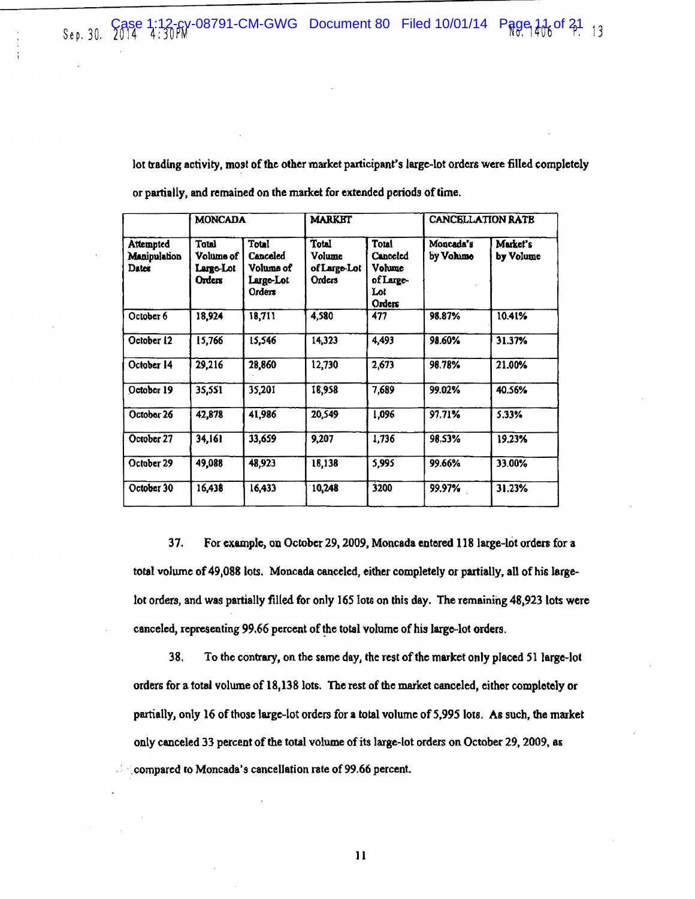lot trading activity, most of the other market participant's large-lot orders were filled completely or partially, and remained on the market for extended periods of time.

| | MONCADA | | MARKET | | CANCELLATION RATE | |
|---|---|---|---|---|---|---|
| Attempted Manipulation Dates | Total Volume of Large-Lot Orders | Total Canceled Volume of Large-Lot Orders | Total Volume of Large-Lot Orders | Total Canceled Volume of Large-Lot Orders | Moncada's by Volume | Market's by Volume |
| October 6 | 18,924 | 18,711 | 4,580 | 477 | 98.87% | 10.41% |
| October 12 | 15,766 | 15,546 | 14,323 | 4,493 | 98.60% | 31.37% |
| October 14 | 29,216 | 28,860 | 12,730 | 2,673 | 98.78% | 21.00% |
| October 19 | 35,551 | 35,201 | 18,958 | 7,689 | 99.02% | 40.56% |
| October 26 | 42,878 | 41,986 | 20,549 | 1,096 | 97.71% | 5.33% |
| October 27 | 34,161 | 33,659 | 9,207 | 1,736 | 98.53% | 19.23% |
| October 29 | 49,088 | 48,923 | 18,138 | 5,995 | 99.66% | 33.00% |
| October 30 | 16,438 | 16,433 | 10,248 | 3200 | 99.97% | 31.23% |

37. For example, on October 29, 2009, Moncada entered 118 large-lot orders for a total volume of 49,088 lots. Moncada canceled, either completely or partially, all of his large-lot orders, and was partially filled for only 165 lots on this day. The remaining 48,923 lots were canceled, representing 99.66 percent of the total volume of his large-lot orders.

38. To the contrary, on the same day, the rest of the market only placed 51 large-lot orders for a total volume of 18,138 lots. The rest of the market canceled, either completely or partially, only 16 of those large-lot orders for a total volume of 5,995 lots. As such, the market only canceled 33 percent of the total volume of its large-lot orders on October 29, 2009, as compared to Moncada's cancellation rate of 99.66 percent.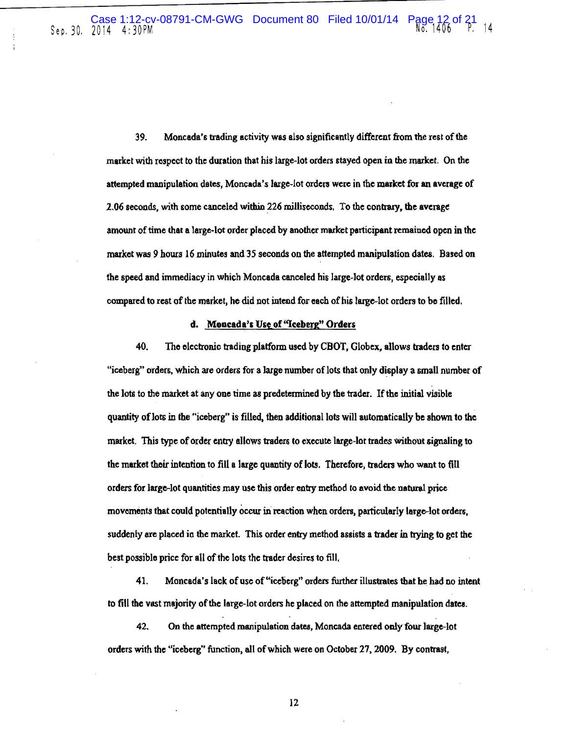39. Moncada's trading activity was also significantly different from the rest of the market with respect to the duration that his large-lot orders stayed open in the market. On the attempted manipulation dates, Moncada's large-lot orders were in the market for an average of 2.06 seconds, with some canceled within 226 milliseconds. To the contrary, the average amount of time that a large-lot order placed by another market participant remained open in the market was 9 hours 16 minutes and 35 seconds on the attempted manipulation dates. Based on the speed and immediacy in which Moncada canceled his large-lot orders, especially as compared to rest of the market, he did not intend for each of his large-lot orders to be filled.

#### d. Moncada's Use of "Iceberg" Orders

40. The electronic trading platform used by CBOT, Globex, allows traders to enter "iceberg" orders, which are orders for a large number of lots that only display a small number of the lots to the market at any one time as predetermined by the trader. If the initial visible quantity of lots in the "iceberg" is filled, then additional lots will automatically be shown to the market. This type of order entry allows traders to execute large-lot trades without signaling to the market their intention to fill a large quantity of lots. Therefore, traders who want to fill orders for large-lot quantities may use this order entry method to avoid the natural price movements that could potentially occur in reaction when orders, particularly large-lot orders, suddenly are placed in the market. This order entry method assists a trader in trying to get the best possible price for all of the lots the trader desires to fill.

41. Moncada's lack of use of "iceberg" orders further illustrates that he had no intent to fill the vast majority of the large-lot orders he placed on the attempted manipulation dates.

42. On the attempted manipulation dates, Moncada entered only four large-lot orders with the "iceberg" function, all of which were on October 27, 2009. By contrast,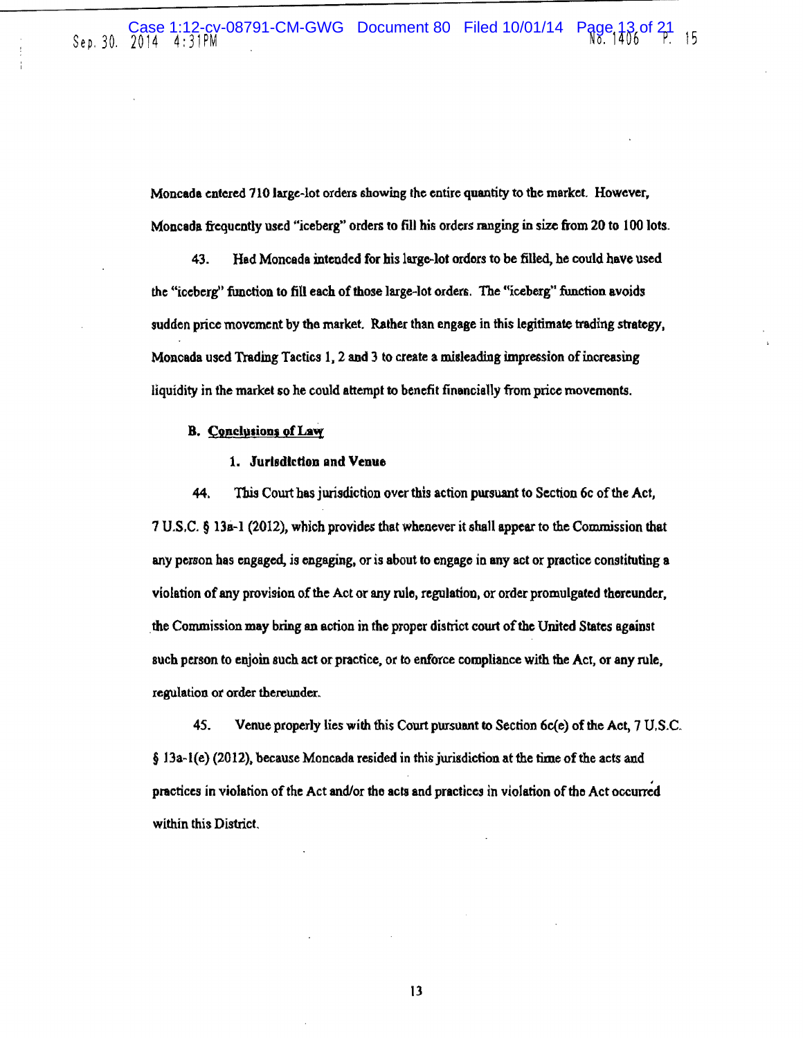Moncada entered 710 large-lot orders showing the entire quantity to the market. However, Moncada frequently used "iceberg" orders to fill his orders ranging in size from 20 to 100 lots.

43. Had Moncada intended for his large-lot orders to be filled, he could have used the "iceberg" function to fill each of those large-lot orders. The "iceberg" function avoids sudden price movement by the market. Rather than engage in this legitimate trading strategy, Moncada used Trading Tactics 1, 2 and 3 to create a misleading impression of increasing liquidity in the market so he could attempt to benefit financially from price movements.

**B. Conclusions of Law**

**1. Jurisdiction and Venue**

44. This Court has jurisdiction over this action pursuant to Section 6c of the Act, 7 U.S.C. § 13a-1 (2012), which provides that whenever it shall appear to the Commission that any person has engaged, is engaging, or is about to engage in any act or practice constituting a violation of any provision of the Act or any rule, regulation, or order promulgated thereunder, the Commission may bring an action in the proper district court of the United States against such person to enjoin such act or practice, or to enforce compliance with the Act, or any rule, regulation or order thereunder.

45. Venue properly lies with this Court pursuant to Section 6c(e) of the Act, 7 U.S.C. § 13a-1(e) (2012), because Moncada resided in this jurisdiction at the time of the acts and practices in violation of the Act and/or the acts and practices in violation of the Act occurred within this District.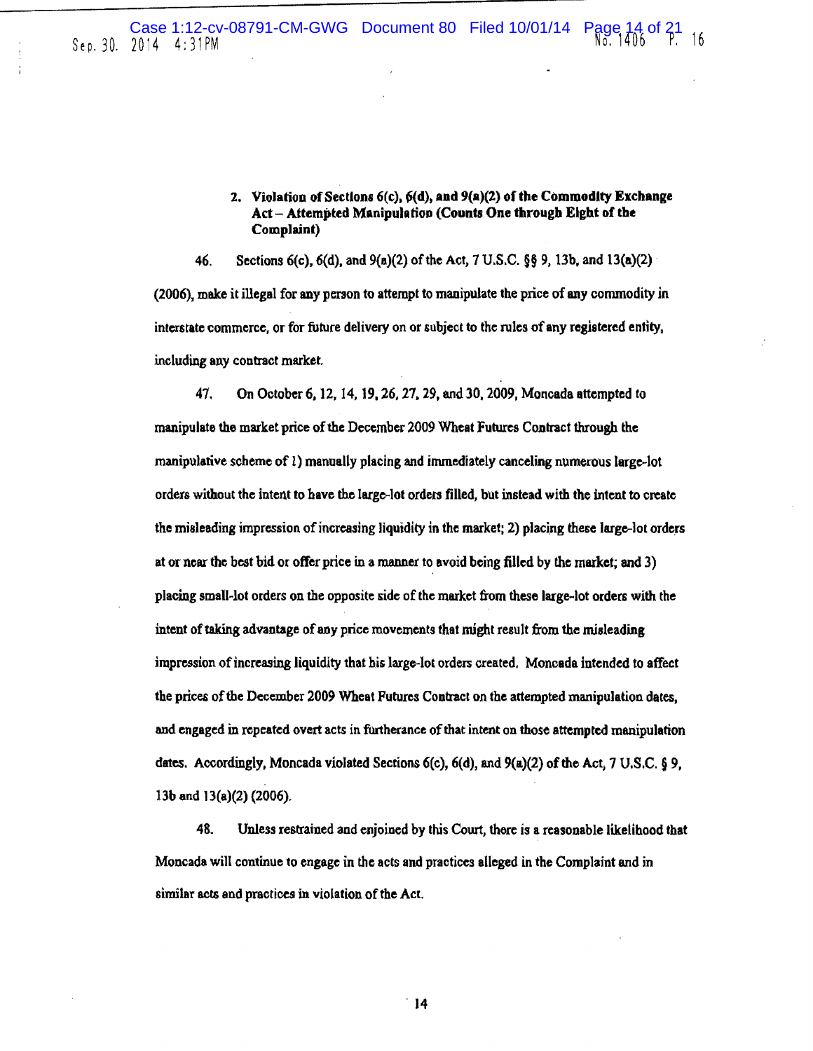**2. Violation of Sections 6(c), 6(d), and 9(a)(2) of the Commodity Exchange Act – Attempted Manipulation (Counts One through Eight of the Complaint)**

46. Sections 6(c), 6(d), and 9(a)(2) of the Act, 7 U.S.C. §§ 9, 13b, and 13(a)(2) (2006), make it illegal for any person to attempt to manipulate the price of any commodity in interstate commerce, or for future delivery on or subject to the rules of any registered entity, including any contract market.

47. On October 6, 12, 14, 19, 26, 27, 29, and 30, 2009, Moncada attempted to manipulate the market price of the December 2009 Wheat Futures Contract through the manipulative scheme of 1) manually placing and immediately canceling numerous large-lot orders without the intent to have the large-lot orders filled, but instead with the intent to create the misleading impression of increasing liquidity in the market; 2) placing these large-lot orders at or near the best bid or offer price in a manner to avoid being filled by the market; and 3) placing small-lot orders on the opposite side of the market from these large-lot orders with the intent of taking advantage of any price movements that might result from the misleading impression of increasing liquidity that his large-lot orders created. Moncada intended to affect the prices of the December 2009 Wheat Futures Contract on the attempted manipulation dates, and engaged in repeated overt acts in furtherance of that intent on those attempted manipulation dates. Accordingly, Moncada violated Sections 6(c), 6(d), and 9(a)(2) of the Act, 7 U.S.C. § 9, 13b and 13(a)(2) (2006).

48. Unless restrained and enjoined by this Court, there is a reasonable likelihood that Moncada will continue to engage in the acts and practices alleged in the Complaint and in similar acts and practices in violation of the Act.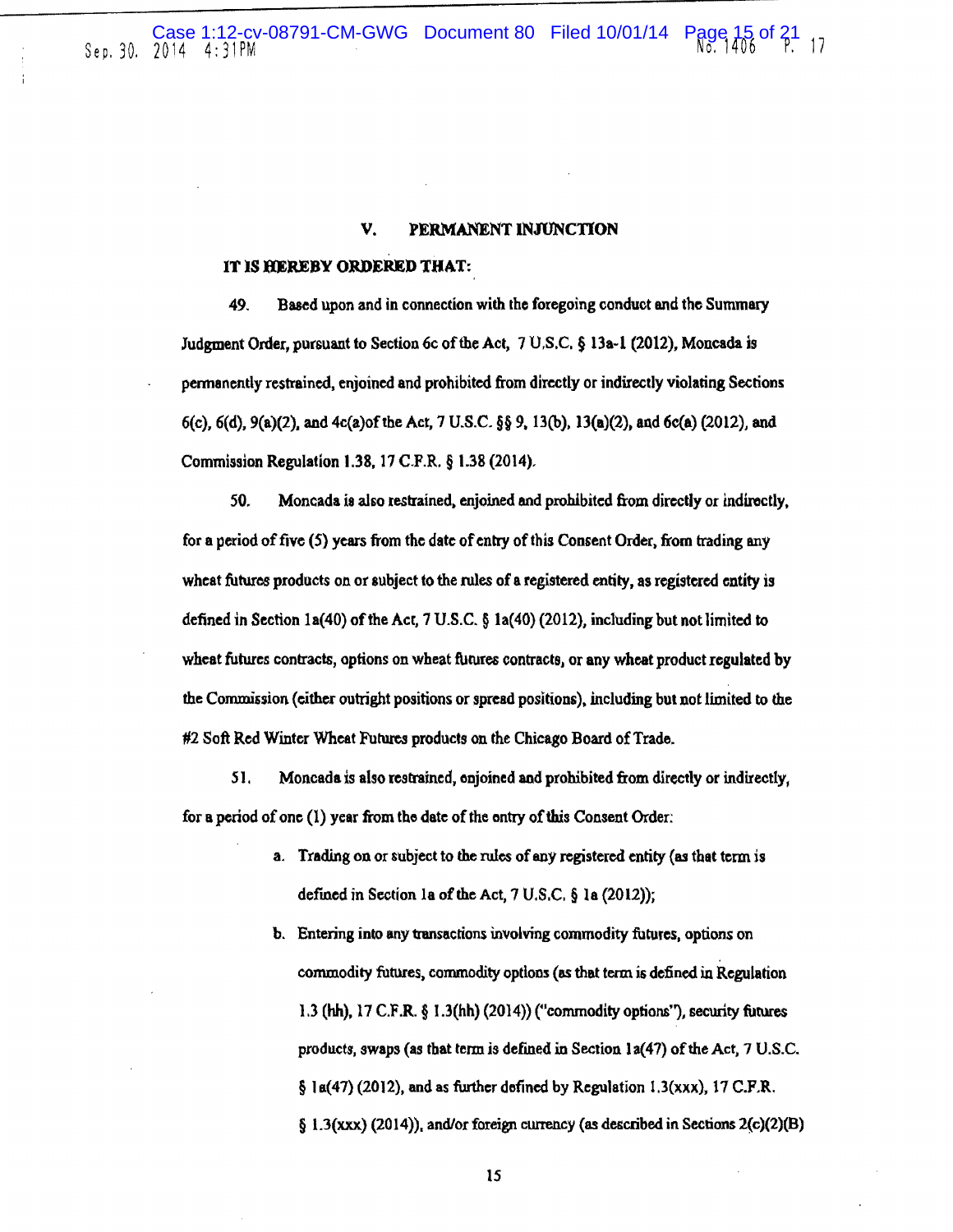## V. PERMANENT INJUNCTION

**IT IS HEREBY ORDERED THAT:**

49. Based upon and in connection with the foregoing conduct and the Summary Judgment Order, pursuant to Section 6c of the Act, 7 U.S.C. § 13a-1 (2012), Moncada is permanently restrained, enjoined and prohibited from directly or indirectly violating Sections 6(c), 6(d), 9(a)(2), and 4c(a)of the Act, 7 U.S.C. §§ 9, 13(b), 13(a)(2), and 6c(a) (2012), and Commission Regulation 1.38, 17 C.F.R. § 1.38 (2014).

50. Moncada is also restrained, enjoined and prohibited from directly or indirectly, for a period of five (5) years from the date of entry of this Consent Order, from trading any wheat futures products on or subject to the rules of a registered entity, as registered entity is defined in Section 1a(40) of the Act, 7 U.S.C. § 1a(40) (2012), including but not limited to wheat futures contracts, options on wheat futures contracts, or any wheat product regulated by the Commission (either outright positions or spread positions), including but not limited to the #2 Soft Red Winter Wheat Futures products on the Chicago Board of Trade.

51. Moncada is also restrained, enjoined and prohibited from directly or indirectly, for a period of one (1) year from the date of the entry of this Consent Order:

a. Trading on or subject to the rules of any registered entity (as that term is defined in Section 1a of the Act, 7 U.S.C. § 1a (2012));

b. Entering into any transactions involving commodity futures, options on commodity futures, commodity options (as that term is defined in Regulation 1.3 (hh), 17 C.F.R. § 1.3(hh) (2014)) ("commodity options"), security futures products, swaps (as that term is defined in Section 1a(47) of the Act, 7 U.S.C. § 1a(47) (2012), and as further defined by Regulation 1.3(xxx), 17 C.F.R. § 1.3(xxx) (2014)), and/or foreign currency (as described in Sections 2(c)(2)(B)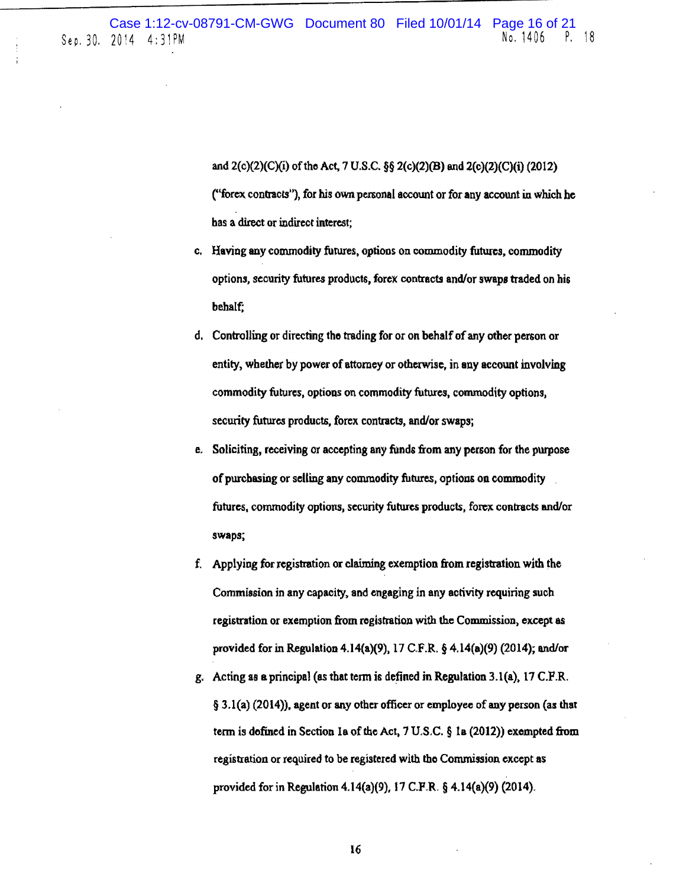and 2(c)(2)(C)(i) of the Act, 7 U.S.C. §§ 2(c)(2)(B) and 2(c)(2)(C)(i) (2012) ("forex contracts"), for his own personal account or for any account in which he has a direct or indirect interest;

c. Having any commodity futures, options on commodity futures, commodity options, security futures products, forex contracts and/or swaps traded on his behalf;

d. Controlling or directing the trading for or on behalf of any other person or entity, whether by power of attorney or otherwise, in any account involving commodity futures, options on commodity futures, commodity options, security futures products, forex contracts, and/or swaps;

e. Soliciting, receiving or accepting any funds from any person for the purpose of purchasing or selling any commodity futures, options on commodity futures, commodity options, security futures products, forex contracts and/or swaps;

f. Applying for registration or claiming exemption from registration with the Commission in any capacity, and engaging in any activity requiring such registration or exemption from registration with the Commission, except as provided for in Regulation 4.14(a)(9), 17 C.F.R. § 4.14(a)(9) (2014); and/or

g. Acting as a principal (as that term is defined in Regulation 3.1(a), 17 C.F.R. § 3.1(a) (2014)), agent or any other officer or employee of any person (as that term is defined in Section 1a of the Act, 7 U.S.C. § 1a (2012)) exempted from registration or required to be registered with the Commission except as provided for in Regulation 4.14(a)(9), 17 C.F.R. § 4.14(a)(9) (2014).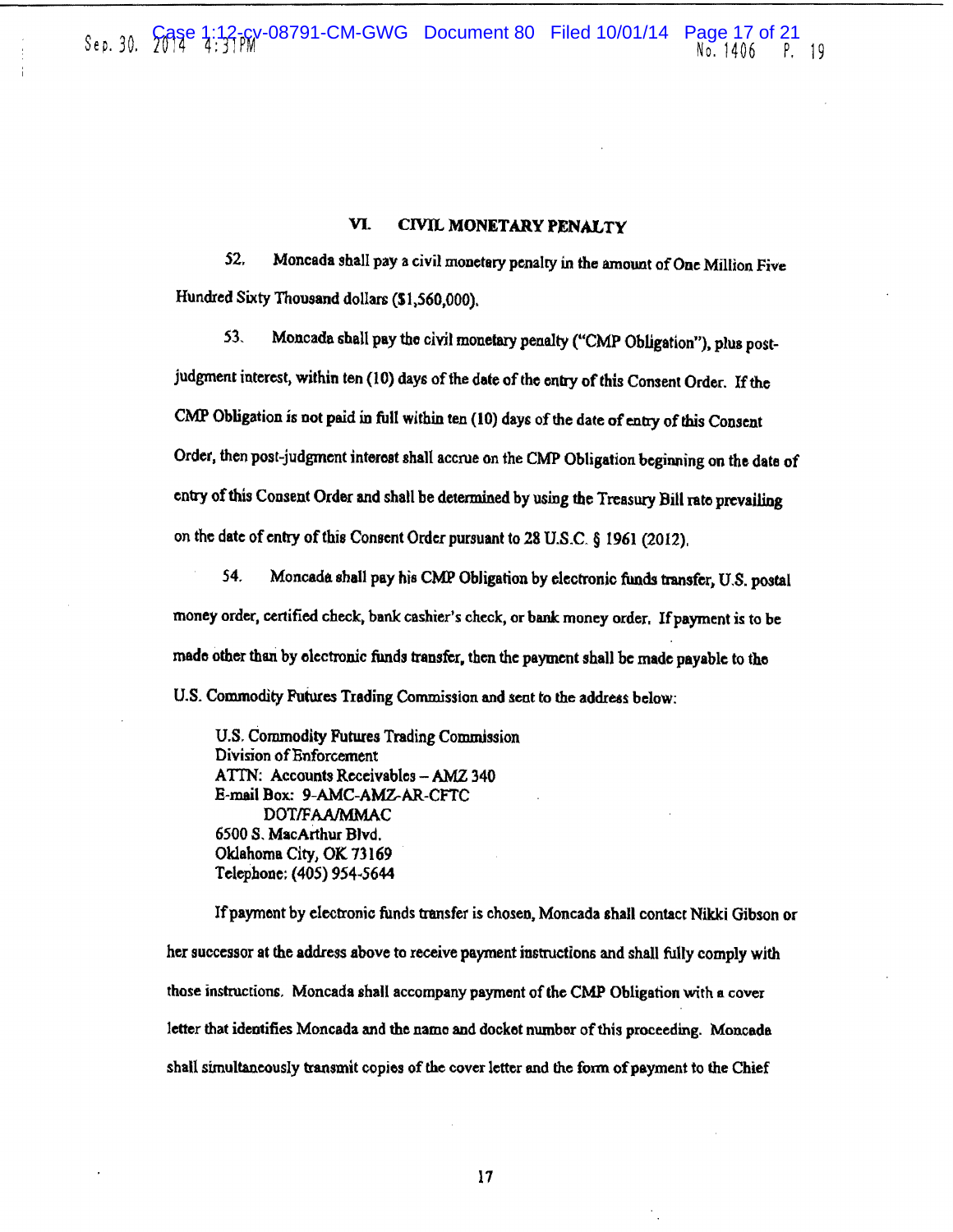## VI. CIVIL MONETARY PENALTY

52. Moncada shall pay a civil monetary penalty in the amount of One Million Five Hundred Sixty Thousand dollars ($1,560,000).

53. Moncada shall pay the civil monetary penalty ("CMP Obligation"), plus post-judgment interest, within ten (10) days of the date of the entry of this Consent Order. If the CMP Obligation is not paid in full within ten (10) days of the date of entry of this Consent Order, then post-judgment interest shall accrue on the CMP Obligation beginning on the date of entry of this Consent Order and shall be determined by using the Treasury Bill rate prevailing on the date of entry of this Consent Order pursuant to 28 U.S.C. § 1961 (2012).

54. Moncada shall pay his CMP Obligation by electronic funds transfer, U.S. postal money order, certified check, bank cashier's check, or bank money order. If payment is to be made other than by electronic funds transfer, then the payment shall be made payable to the U.S. Commodity Futures Trading Commission and sent to the address below:

U.S. Commodity Futures Trading Commission
Division of Enforcement
ATTN: Accounts Receivables – AMZ 340
E-mail Box: 9-AMC-AMZ-AR-CFTC
DOT/FAA/MMAC
6500 S. MacArthur Blvd.
Oklahoma City, OK 73169
Telephone: (405) 954-5644

If payment by electronic funds transfer is chosen, Moncada shall contact Nikki Gibson or her successor at the address above to receive payment instructions and shall fully comply with those instructions. Moncada shall accompany payment of the CMP Obligation with a cover letter that identifies Moncada and the name and docket number of this proceeding. Moncada shall simultaneously transmit copies of the cover letter and the form of payment to the Chief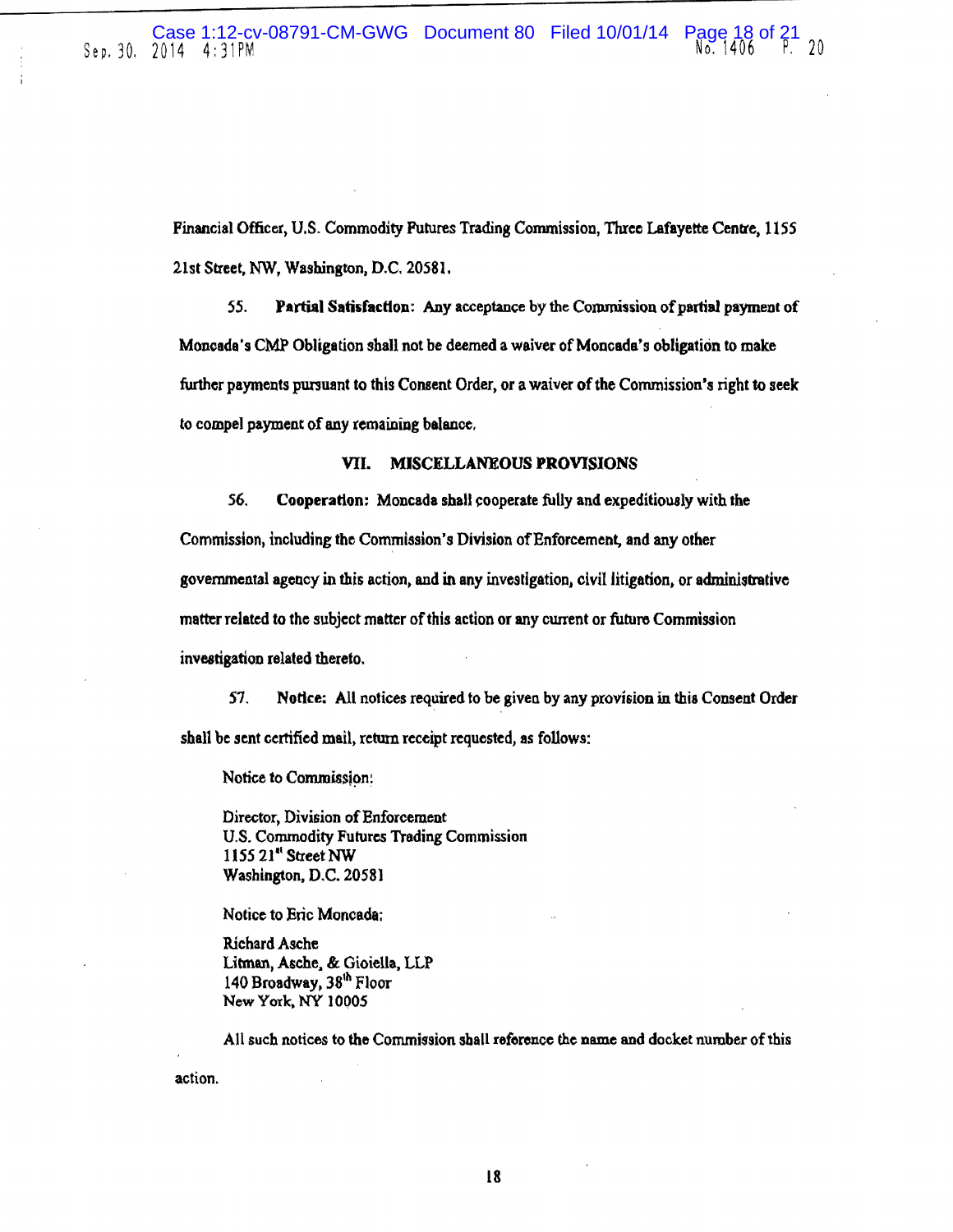Financial Officer, U.S. Commodity Futures Trading Commission, Three Lafayette Centre, 1155 21st Street, NW, Washington, D.C. 20581.

55. **Partial Satisfaction:** Any acceptance by the Commission of partial payment of Moncada's CMP Obligation shall not be deemed a waiver of Moncada's obligation to make further payments pursuant to this Consent Order, or a waiver of the Commission's right to seek to compel payment of any remaining balance.

## VII. MISCELLANEOUS PROVISIONS

56. **Cooperation:** Moncada shall cooperate fully and expeditiously with the Commission, including the Commission's Division of Enforcement, and any other governmental agency in this action, and in any investigation, civil litigation, or administrative matter related to the subject matter of this action or any current or future Commission investigation related thereto.

57. **Notice:** All notices required to be given by any provision in this Consent Order shall be sent certified mail, return receipt requested, as follows:

Notice to Commission:

Director, Division of Enforcement
U.S. Commodity Futures Trading Commission
1155 21st Street NW
Washington, D.C. 20581

Notice to Eric Moncada:

Richard Asche
Litman, Asche, & Gioiella, LLP
140 Broadway, 38th Floor
New York, NY 10005

All such notices to the Commission shall reference the name and docket number of this action.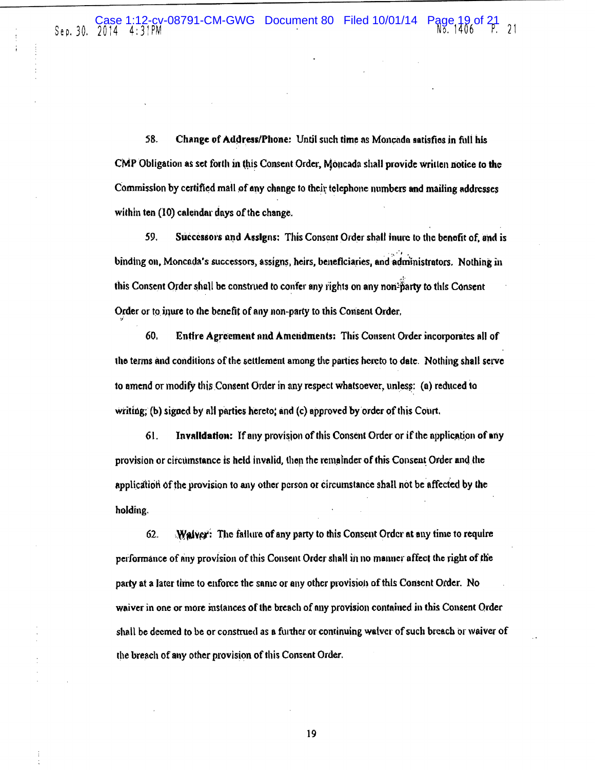58. **Change of Address/Phone:** Until such time as Moncada satisfies in full his CMP Obligation as set forth in this Consent Order, Moncada shall provide written notice to the Commission by certified mail of any change to their telephone numbers and mailing addresses within ten (10) calendar days of the change.

59. **Successors and Assigns:** This Consent Order shall inure to the benefit of, and is binding on, Moncada's successors, assigns, heirs, beneficiaries, and administrators. Nothing in this Consent Order shall be construed to confer any rights on any non-party to this Consent Order or to inure to the benefit of any non-party to this Consent Order.

60. **Entire Agreement and Amendments:** This Consent Order incorporates all of the terms and conditions of the settlement among the parties hereto to date. Nothing shall serve to amend or modify this Consent Order in any respect whatsoever, unless: (a) reduced to writing; (b) signed by all parties hereto; and (c) approved by order of this Court.

61. **Invalidation:** If any provision of this Consent Order or if the application of any provision or circumstance is held invalid, then the remainder of this Consent Order and the application of the provision to any other person or circumstance shall not be affected by the holding.

62. **Waiver:** The failure of any party to this Consent Order at any time to require performance of any provision of this Consent Order shall in no manner affect the right of the party at a later time to enforce the same or any other provision of this Consent Order. No waiver in one or more instances of the breach of any provision contained in this Consent Order shall be deemed to be or construed as a further or continuing waiver of such breach or waiver of the breach of any other provision of this Consent Order.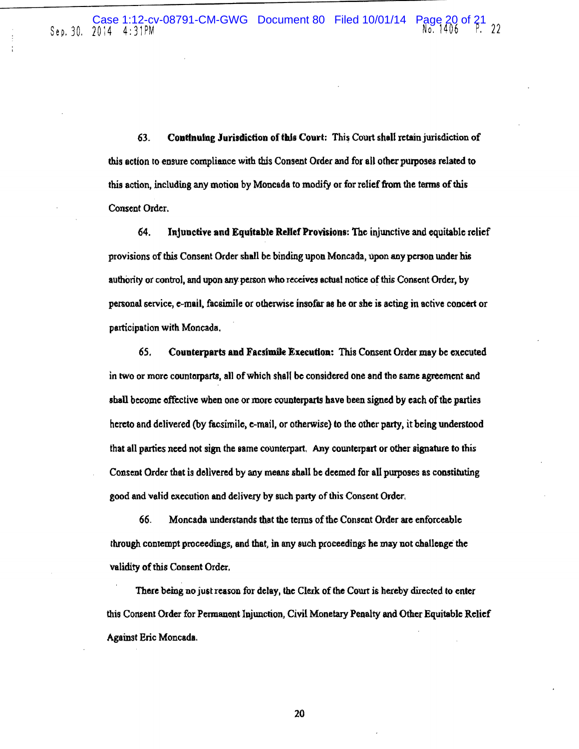63. **Continuing Jurisdiction of this Court:** This Court shall retain jurisdiction of this action to ensure compliance with this Consent Order and for all other purposes related to this action, including any motion by Moncada to modify or for relief from the terms of this Consent Order.

64. **Injunctive and Equitable Relief Provisions:** The injunctive and equitable relief provisions of this Consent Order shall be binding upon Moncada, upon any person under his authority or control, and upon any person who receives actual notice of this Consent Order, by personal service, e-mail, facsimile or otherwise insofar as he or she is acting in active concert or participation with Moncada.

65. **Counterparts and Facsimile Execution:** This Consent Order may be executed in two or more counterparts, all of which shall be considered one and the same agreement and shall become effective when one or more counterparts have been signed by each of the parties hereto and delivered (by facsimile, e-mail, or otherwise) to the other party, it being understood that all parties need not sign the same counterpart. Any counterpart or other signature to this Consent Order that is delivered by any means shall be deemed for all purposes as constituting good and valid execution and delivery by such party of this Consent Order.

66. Moncada understands that the terms of the Consent Order are enforceable through contempt proceedings, and that, in any such proceedings he may not challenge the validity of this Consent Order.

There being no just reason for delay, the Clerk of the Court is hereby directed to enter this Consent Order for Permanent Injunction, Civil Monetary Penalty and Other Equitable Relief Against Eric Moncada.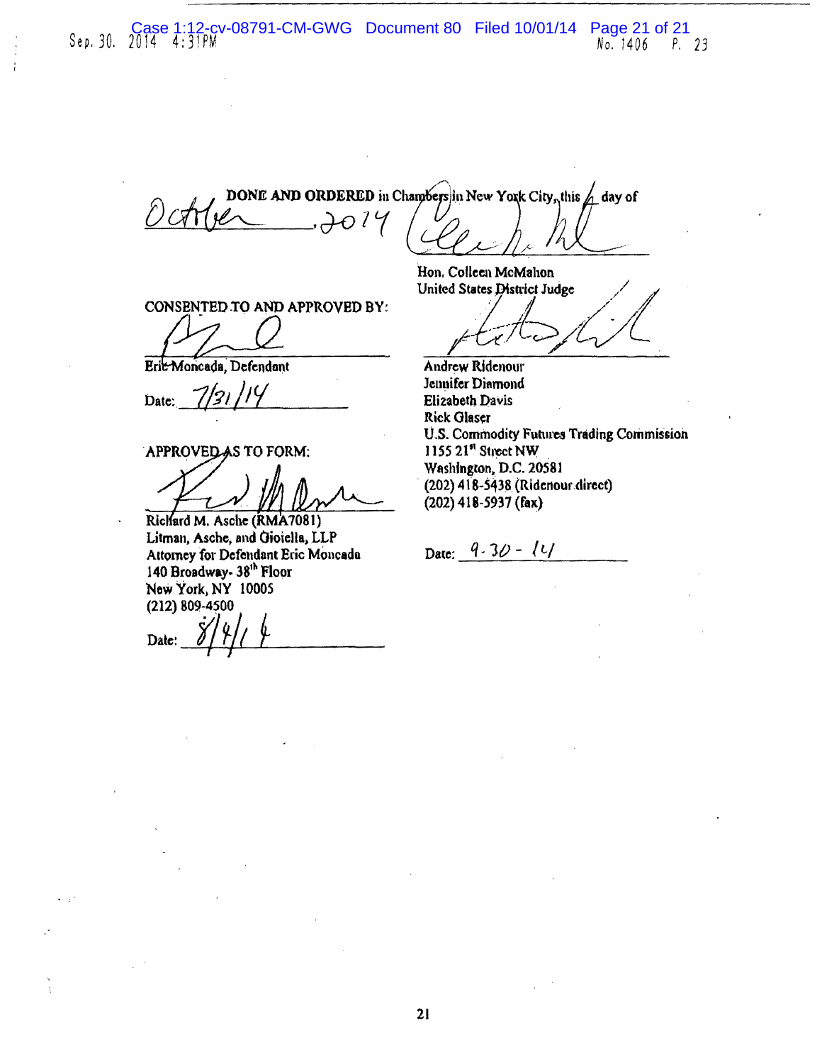**DONE AND ORDERED** in Chambers in New York City, this 1 day of October, 2014

Hon. Colleen McMahon
United States District Judge

CONSENTED TO AND APPROVED BY:

Eric Moncada, Defendant

Date: 7/31/14

APPROVED AS TO FORM:

Richard M. Asche (RMA7081)
Litman, Asche, and Gioiella, LLP
Attorney for Defendant Eric Moncada
140 Broadway- 38th Floor
New York, NY 10005
(212) 809-4500

Date: 8/4/14

Andrew Ridenour
Jennifer Diamond
Elizabeth Davis
Rick Glaser
U.S. Commodity Futures Trading Commission
1155 21st Street NW
Washington, D.C. 20581
(202) 418-5438 (Ridenour direct)
(202) 418-5937 (fax)

Date: 9-30-14